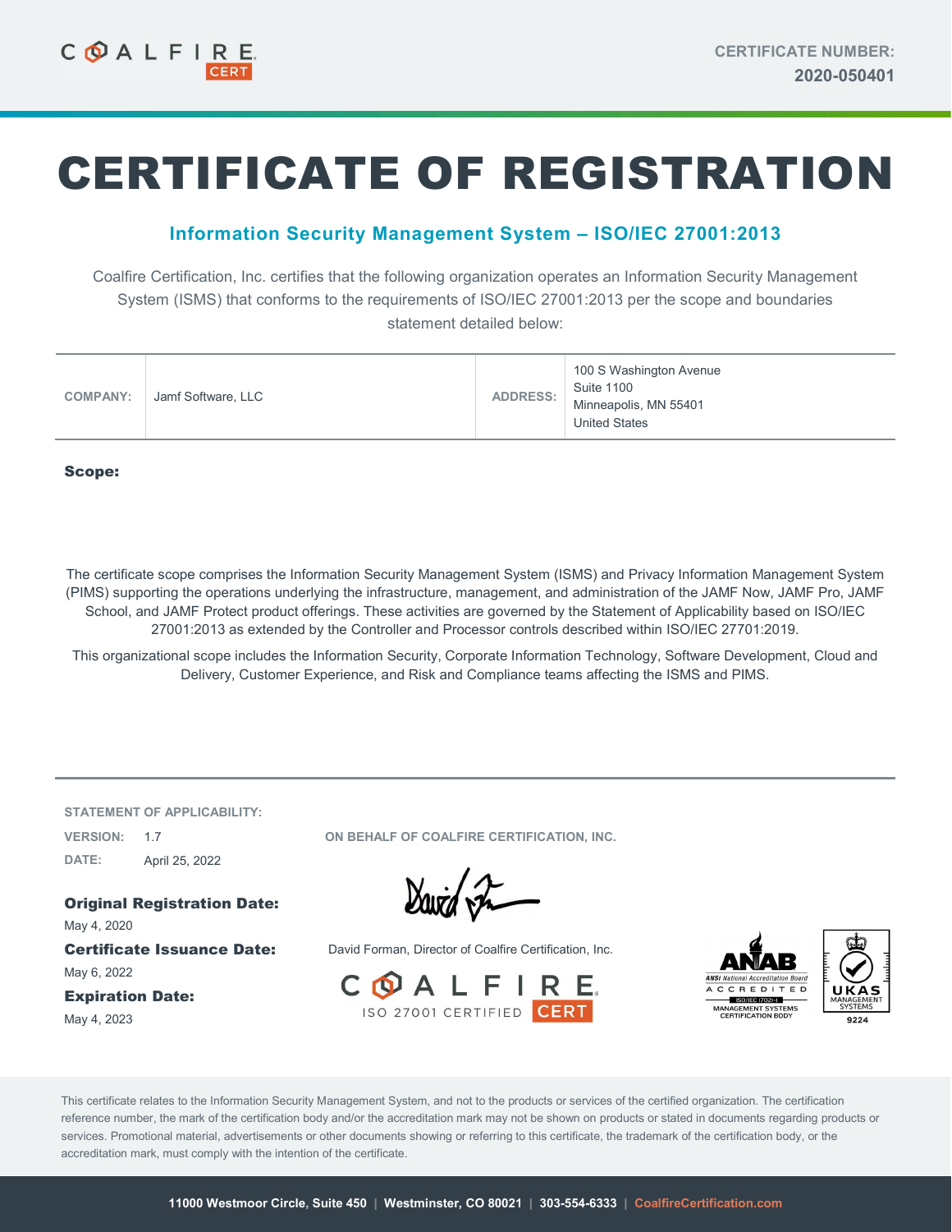COALFIRE CERT

CERTIFICATE NUMBER:
**2020-050401**

# CERTIFICATE OF REGISTRATION

## Information Security Management System – ISO/IEC 27001:2013

Coalfire Certification, Inc. certifies that the following organization operates an Information Security Management System (ISMS) that conforms to the requirements of ISO/IEC 27001:2013 per the scope and boundaries statement detailed below:

| COMPANY: | Jamf Software, LLC | ADDRESS: | 100 S Washington Avenue<br>Suite 1100<br>Minneapolis, MN 55401<br>United States |
|---|---|---|---|

**Scope:**

The certificate scope comprises the Information Security Management System (ISMS) and Privacy Information Management System (PIMS) supporting the operations underlying the infrastructure, management, and administration of the JAMF Now, JAMF Pro, JAMF School, and JAMF Protect product offerings. These activities are governed by the Statement of Applicability based on ISO/IEC 27001:2013 as extended by the Controller and Processor controls described within ISO/IEC 27701:2019.

This organizational scope includes the Information Security, Corporate Information Technology, Software Development, Cloud and Delivery, Customer Experience, and Risk and Compliance teams affecting the ISMS and PIMS.

STATEMENT OF APPLICABILITY:

VERSION: 1.7

DATE: April 25, 2022

**Original Registration Date:**
May 4, 2020

**Certificate Issuance Date:**
May 6, 2022

**Expiration Date:**
May 4, 2023

ON BEHALF OF COALFIRE CERTIFICATION, INC.

David Forman, Director of Coalfire Certification, Inc.

COALFIRE ISO 27001 CERTIFIED CERT

ANAB ANSI National Accreditation Board ACCREDITED ISO/IEC 17021-1 MANAGEMENT SYSTEMS CERTIFICATION BODY

UKAS MANAGEMENT SYSTEMS 9224

This certificate relates to the Information Security Management System, and not to the products or services of the certified organization. The certification reference number, the mark of the certification body and/or the accreditation mark may not be shown on products or stated in documents regarding products or services. Promotional material, advertisements or other documents showing or referring to this certificate, the trademark of the certification body, or the accreditation mark, must comply with the intention of the certificate.

11000 Westmoor Circle, Suite 450 | Westminster, CO 80021 | 303-554-6333 | CoalfireCertification.com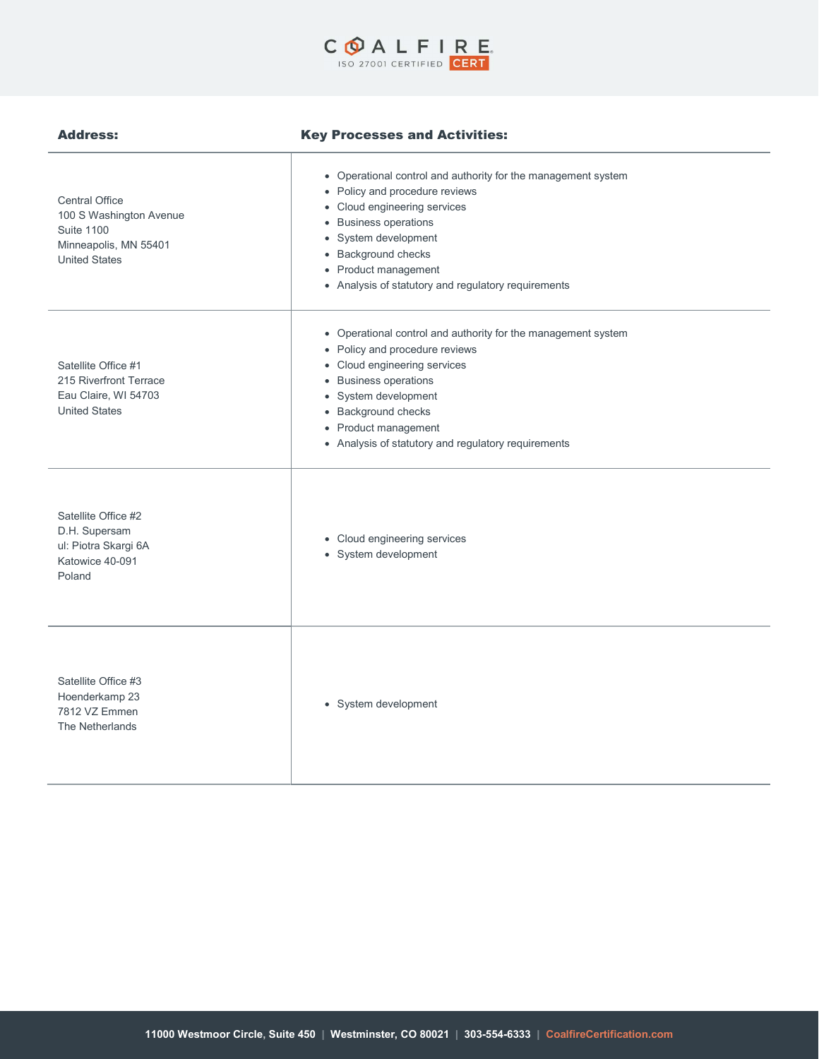| Address: | Key Processes and Activities: |
|---|---|
| Central Office<br>100 S Washington Avenue<br>Suite 1100<br>Minneapolis, MN 55401<br>United States | • Operational control and authority for the management system<br>• Policy and procedure reviews<br>• Cloud engineering services<br>• Business operations<br>• System development<br>• Background checks<br>• Product management<br>• Analysis of statutory and regulatory requirements |
| Satellite Office #1<br>215 Riverfront Terrace<br>Eau Claire, WI 54703<br>United States | • Operational control and authority for the management system<br>• Policy and procedure reviews<br>• Cloud engineering services<br>• Business operations<br>• System development<br>• Background checks<br>• Product management<br>• Analysis of statutory and regulatory requirements |
| Satellite Office #2<br>D.H. Supersam<br>ul: Piotra Skargi 6A<br>Katowice 40-091<br>Poland | • Cloud engineering services<br>• System development |
| Satellite Office #3<br>Hoenderkamp 23<br>7812 VZ Emmen<br>The Netherlands | • System development |